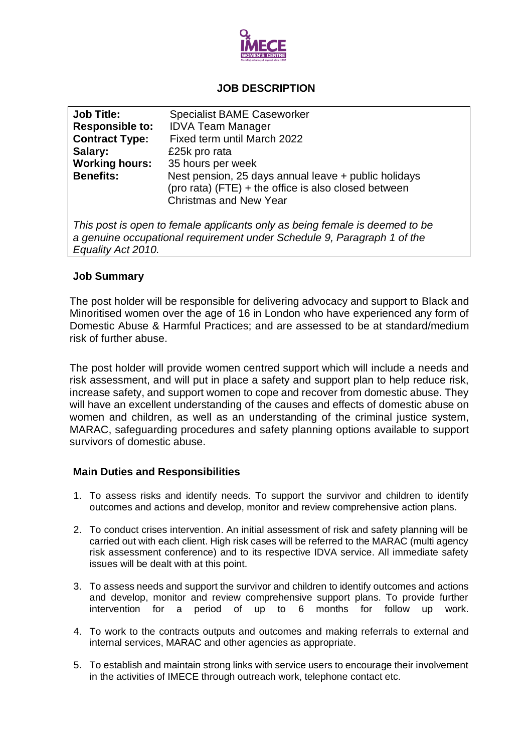# JOB DESCRIPTION

| | |
|---|---|
| **Job Title:** | Specialist BAME Caseworker |
| **Responsible to:** | IDVA Team Manager |
| **Contract Type:** | Fixed term until March 2022 |
| **Salary:** | £25k pro rata |
| **Working hours:** | 35 hours per week |
| **Benefits:** | Nest pension, 25 days annual leave + public holidays (pro rata) (FTE) + the office is also closed between Christmas and New Year |

*This post is open to female applicants only as being female is deemed to be a genuine occupational requirement under Schedule 9, Paragraph 1 of the Equality Act 2010.*

## Job Summary

The post holder will be responsible for delivering advocacy and support to Black and Minoritised women over the age of 16 in London who have experienced any form of Domestic Abuse & Harmful Practices; and are assessed to be at standard/medium risk of further abuse.

The post holder will provide women centred support which will include a needs and risk assessment, and will put in place a safety and support plan to help reduce risk, increase safety, and support women to cope and recover from domestic abuse. They will have an excellent understanding of the causes and effects of domestic abuse on women and children, as well as an understanding of the criminal justice system, MARAC, safeguarding procedures and safety planning options available to support survivors of domestic abuse.

## Main Duties and Responsibilities

1. To assess risks and identify needs. To support the survivor and children to identify outcomes and actions and develop, monitor and review comprehensive action plans.
2. To conduct crises intervention. An initial assessment of risk and safety planning will be carried out with each client. High risk cases will be referred to the MARAC (multi agency risk assessment conference) and to its respective IDVA service. All immediate safety issues will be dealt with at this point.
3. To assess needs and support the survivor and children to identify outcomes and actions and develop, monitor and review comprehensive support plans. To provide further intervention for a period of up to 6 months for follow up work.
4. To work to the contracts outputs and outcomes and making referrals to external and internal services, MARAC and other agencies as appropriate.
5. To establish and maintain strong links with service users to encourage their involvement in the activities of IMECE through outreach work, telephone contact etc.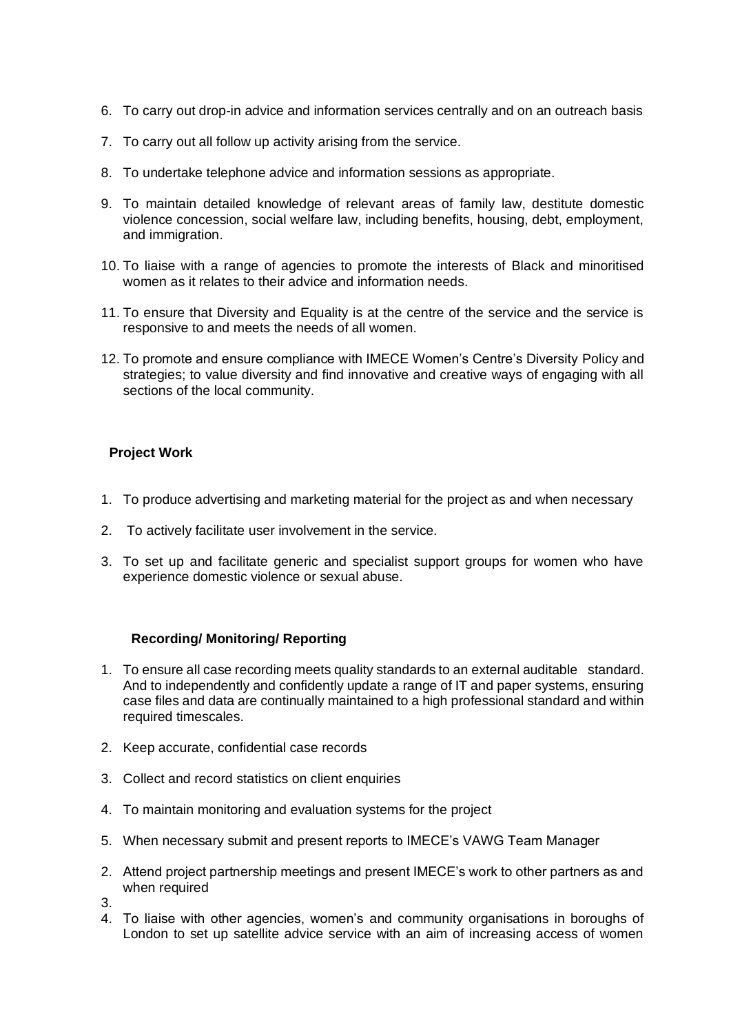6. To carry out drop-in advice and information services centrally and on an outreach basis
7. To carry out all follow up activity arising from the service.
8. To undertake telephone advice and information sessions as appropriate.
9. To maintain detailed knowledge of relevant areas of family law, destitute domestic violence concession, social welfare law, including benefits, housing, debt, employment, and immigration.
10. To liaise with a range of agencies to promote the interests of Black and minoritised women as it relates to their advice and information needs.
11. To ensure that Diversity and Equality is at the centre of the service and the service is responsive to and meets the needs of all women.
12. To promote and ensure compliance with IMECE Women's Centre's Diversity Policy and strategies; to value diversity and find innovative and creative ways of engaging with all sections of the local community.

**Project Work**

1. To produce advertising and marketing material for the project as and when necessary
2. To actively facilitate user involvement in the service.
3. To set up and facilitate generic and specialist support groups for women who have experience domestic violence or sexual abuse.

**Recording/ Monitoring/ Reporting**

1. To ensure all case recording meets quality standards to an external auditable standard. And to independently and confidently update a range of IT and paper systems, ensuring case files and data are continually maintained to a high professional standard and within required timescales.
2. Keep accurate, confidential case records
3. Collect and record statistics on client enquiries
4. To maintain monitoring and evaluation systems for the project
5. When necessary submit and present reports to IMECE's VAWG Team Manager

2. Attend project partnership meetings and present IMECE's work to other partners as and when required
3. 
4. To liaise with other agencies, women's and community organisations in boroughs of London to set up satellite advice service with an aim of increasing access of women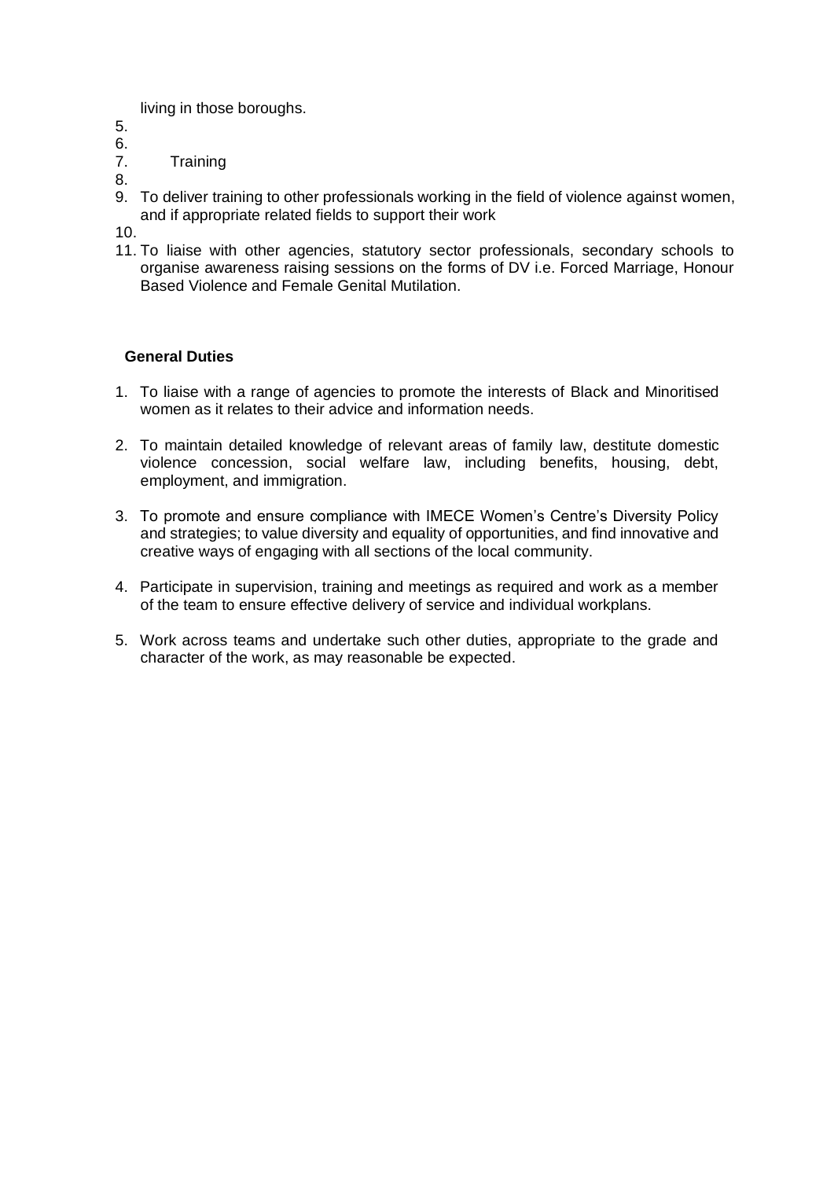living in those boroughs.

5.
6.
7. Training
8.
9. To deliver training to other professionals working in the field of violence against women, and if appropriate related fields to support their work
10.
11. To liaise with other agencies, statutory sector professionals, secondary schools to organise awareness raising sessions on the forms of DV i.e. Forced Marriage, Honour Based Violence and Female Genital Mutilation.

**General Duties**

1. To liaise with a range of agencies to promote the interests of Black and Minoritised women as it relates to their advice and information needs.

2. To maintain detailed knowledge of relevant areas of family law, destitute domestic violence concession, social welfare law, including benefits, housing, debt, employment, and immigration.

3. To promote and ensure compliance with IMECE Women's Centre's Diversity Policy and strategies; to value diversity and equality of opportunities, and find innovative and creative ways of engaging with all sections of the local community.

4. Participate in supervision, training and meetings as required and work as a member of the team to ensure effective delivery of service and individual workplans.

5. Work across teams and undertake such other duties, appropriate to the grade and character of the work, as may reasonable be expected.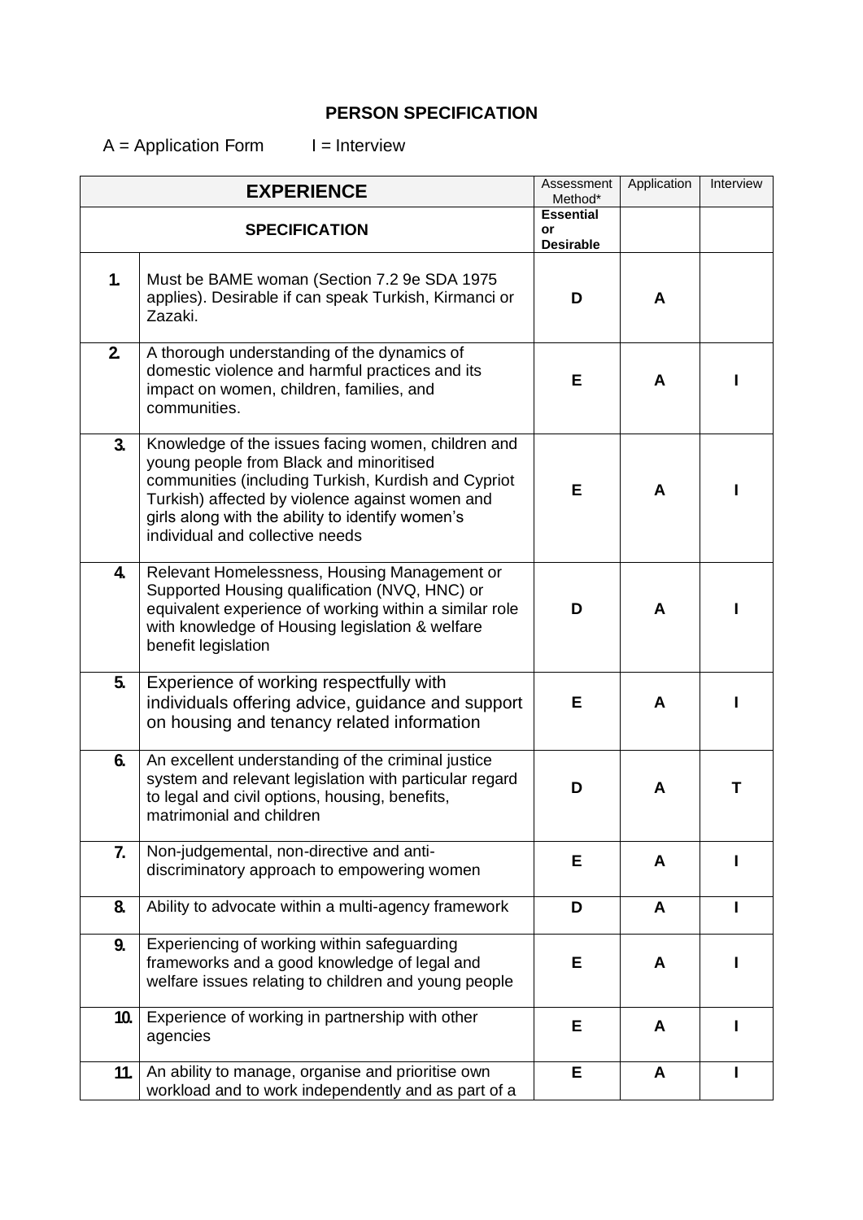## PERSON SPECIFICATION

A = Application Form  I = Interview

| EXPERIENCE | | Assessment Method* | Application | Interview |
|---|---|---|---|---|
| SPECIFICATION | | Essential or Desirable | | |
| 1. | Must be BAME woman (Section 7.2 9e SDA 1975 applies). Desirable if can speak Turkish, Kirmanci or Zazaki. | D | A | |
| 2. | A thorough understanding of the dynamics of domestic violence and harmful practices and its impact on women, children, families, and communities. | E | A | I |
| 3. | Knowledge of the issues facing women, children and young people from Black and minoritised communities (including Turkish, Kurdish and Cypriot Turkish) affected by violence against women and girls along with the ability to identify women's individual and collective needs | E | A | I |
| 4. | Relevant Homelessness, Housing Management or Supported Housing qualification (NVQ, HNC) or equivalent experience of working within a similar role with knowledge of Housing legislation & welfare benefit legislation | D | A | I |
| 5. | Experience of working respectfully with individuals offering advice, guidance and support on housing and tenancy related information | E | A | I |
| 6. | An excellent understanding of the criminal justice system and relevant legislation with particular regard to legal and civil options, housing, benefits, matrimonial and children | D | A | T |
| 7. | Non-judgemental, non-directive and anti-discriminatory approach to empowering women | E | A | I |
| 8. | Ability to advocate within a multi-agency framework | D | A | I |
| 9. | Experiencing of working within safeguarding frameworks and a good knowledge of legal and welfare issues relating to children and young people | E | A | I |
| 10. | Experience of working in partnership with other agencies | E | A | I |
| 11. | An ability to manage, organise and prioritise own workload and to work independently and as part of a | E | A | I |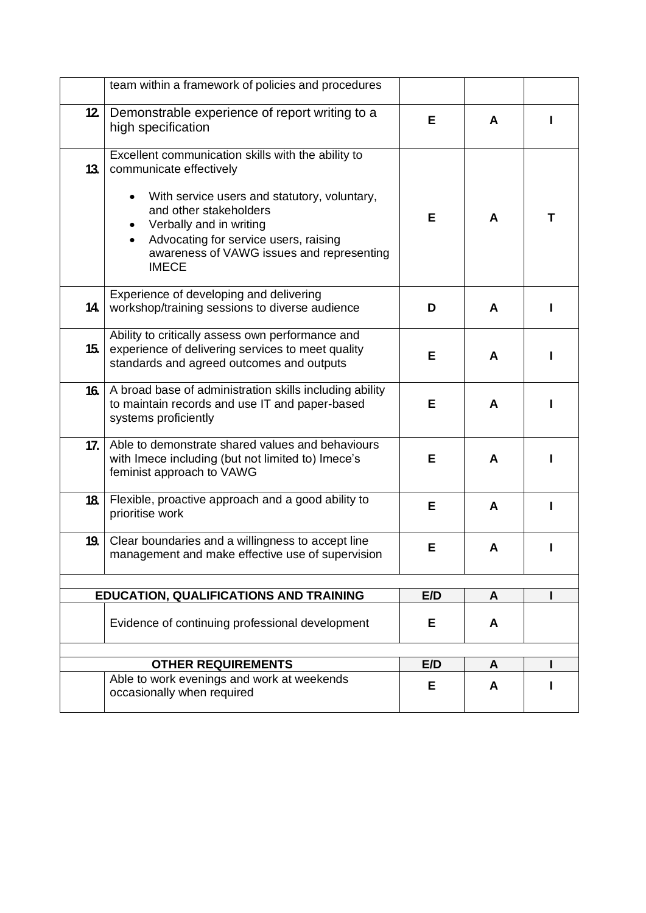| | | | | |
|---|---|---|---|---|
| | team within a framework of policies and procedures | | | |
| 12. | Demonstrable experience of report writing to a high specification | E | A | I |
| 13. | Excellent communication skills with the ability to communicate effectively<br>• With service users and statutory, voluntary, and other stakeholders<br>• Verbally and in writing<br>• Advocating for service users, raising awareness of VAWG issues and representing IMECE | E | A | T |
| 14. | Experience of developing and delivering workshop/training sessions to diverse audience | D | A | I |
| 15. | Ability to critically assess own performance and experience of delivering services to meet quality standards and agreed outcomes and outputs | E | A | I |
| 16. | A broad base of administration skills including ability to maintain records and use IT and paper-based systems proficiently | E | A | I |
| 17. | Able to demonstrate shared values and behaviours with Imece including (but not limited to) Imece's feminist approach to VAWG | E | A | I |
| 18. | Flexible, proactive approach and a good ability to prioritise work | E | A | I |
| 19. | Clear boundaries and a willingness to accept line management and make effective use of supervision | E | A | I |
| | | | | |
| **EDUCATION, QUALIFICATIONS AND TRAINING** | | **E/D** | **A** | **I** |
| | Evidence of continuing professional development | E | A | |
| | | | | |
| **OTHER REQUIREMENTS** | | **E/D** | **A** | **I** |
| | Able to work evenings and work at weekends occasionally when required | E | A | I |